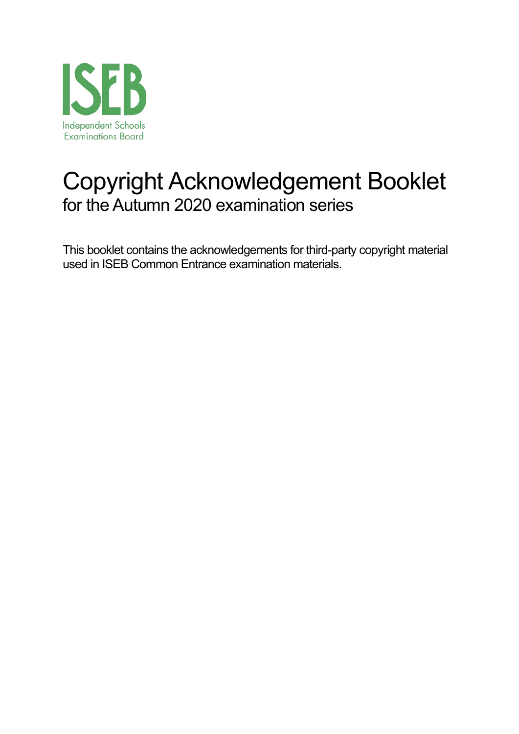ISEB

Independent Schools Examinations Board

# Copyright Acknowledgement Booklet

## for the Autumn 2020 examination series

This booklet contains the acknowledgements for third-party copyright material used in ISEB Common Entrance examination materials.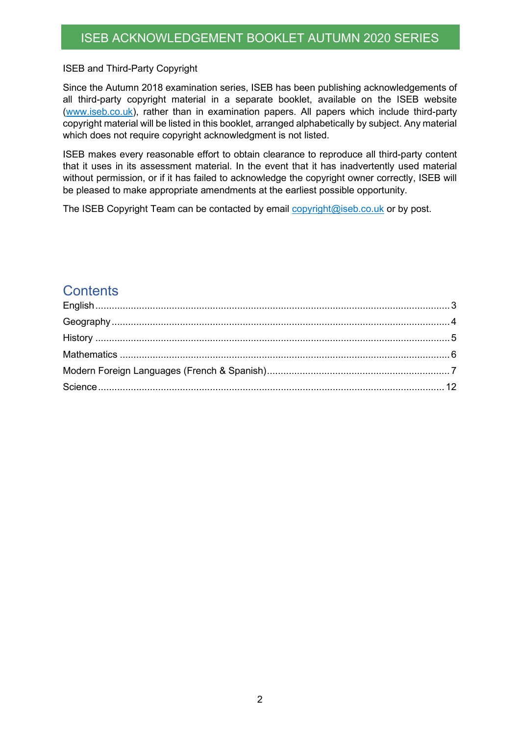ISEB and Third-Party Copyright

Since the Autumn 2018 examination series, ISEB has been publishing acknowledgements of all third-party copyright material in a separate booklet, available on the ISEB website (www.iseb.co.uk), rather than in examination papers. All papers which include third-party copyright material will be listed in this booklet, arranged alphabetically by subject. Any material which does not require copyright acknowledgment is not listed.

ISEB makes every reasonable effort to obtain clearance to reproduce all third-party content that it uses in its assessment material. In the event that it has inadvertently used material without permission, or if it has failed to acknowledge the copyright owner correctly, ISEB will be pleased to make appropriate amendments at the earliest possible opportunity.

The ISEB Copyright Team can be contacted by email copyright@iseb.co.uk or by post.

## Contents

- English ... 3
- Geography ... 4
- History ... 5
- Mathematics ... 6
- Modern Foreign Languages (French & Spanish) ... 7
- Science ... 12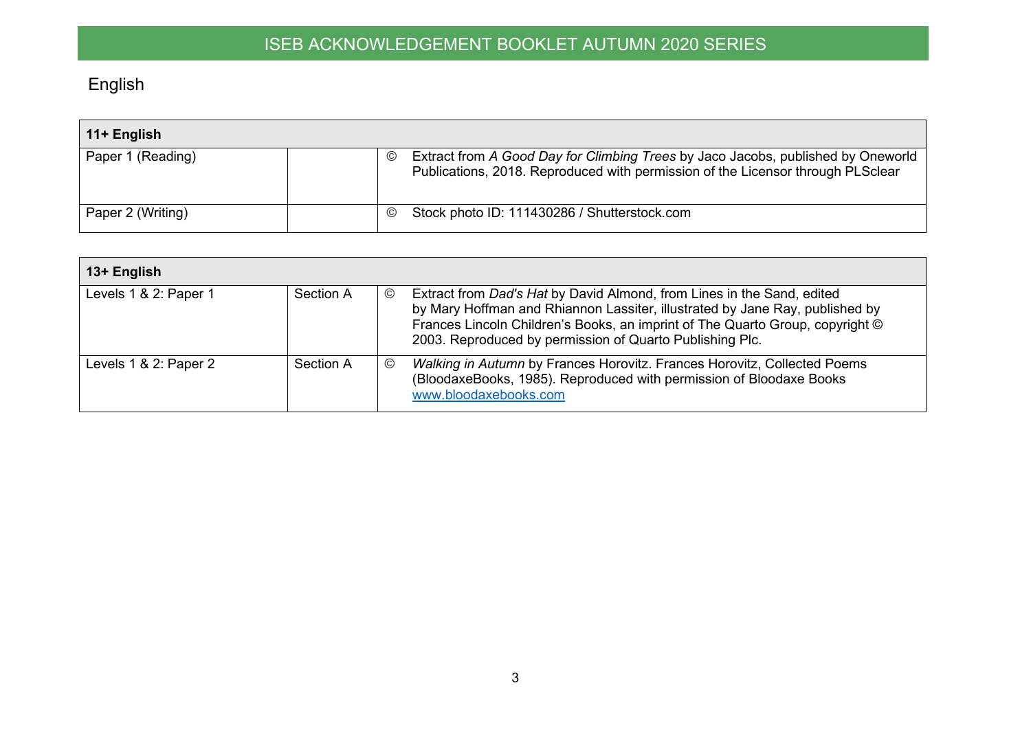# English

| 11+ English | | | |
|---|---|---|---|
| Paper 1 (Reading) | | © | Extract from *A Good Day for Climbing Trees* by Jaco Jacobs, published by Oneworld Publications, 2018. Reproduced with permission of the Licensor through PLSclear |
| Paper 2 (Writing) | | © | Stock photo ID: 111430286 / Shutterstock.com |

| 13+ English | | | |
|---|---|---|---|
| Levels 1 & 2: Paper 1 | Section A | © | Extract from *Dad's Hat* by David Almond, from Lines in the Sand, edited by Mary Hoffman and Rhiannon Lassiter, illustrated by Jane Ray, published by Frances Lincoln Children's Books, an imprint of The Quarto Group, copyright © 2003. Reproduced by permission of Quarto Publishing Plc. |
| Levels 1 & 2: Paper 2 | Section A | © | *Walking in Autumn* by Frances Horovitz. Frances Horovitz, Collected Poems (BloodaxeBooks, 1985). Reproduced with permission of Bloodaxe Books [www.bloodaxebooks.com](http://www.bloodaxebooks.com) |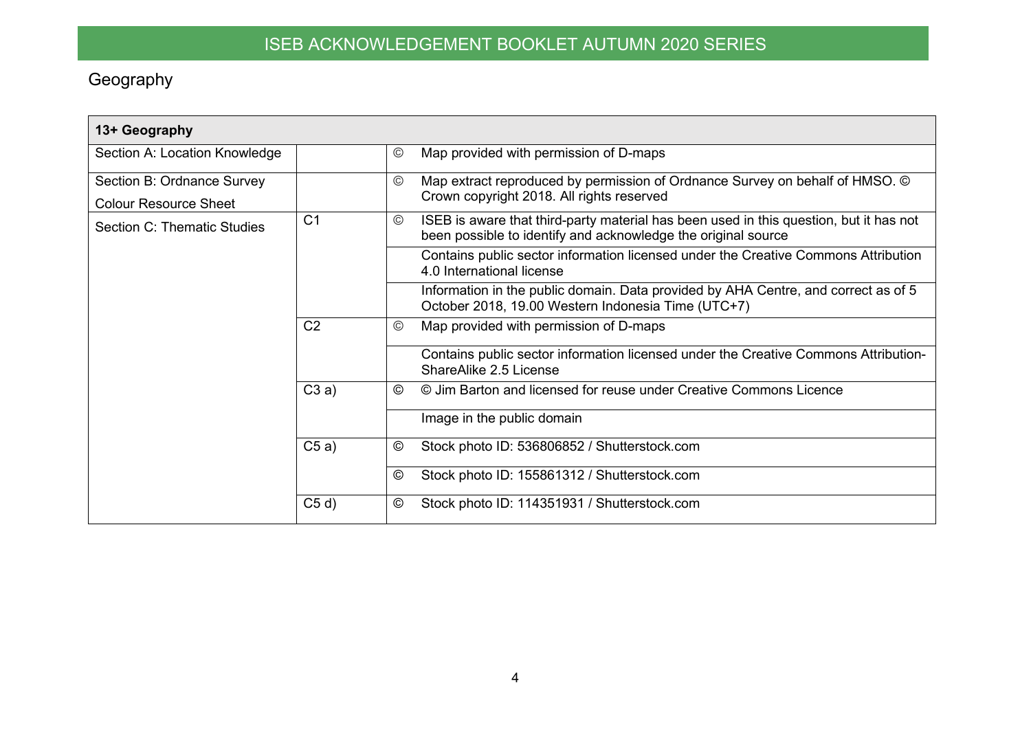## Geography

| 13+ Geography | | | |
|---|---|---|---|
| Section A: Location Knowledge | | © | Map provided with permission of D-maps |
| Section B: Ordnance Survey Colour Resource Sheet | | © | Map extract reproduced by permission of Ordnance Survey on behalf of HMSO. © Crown copyright 2018. All rights reserved |
| Section C: Thematic Studies | C1 | © | ISEB is aware that third-party material has been used in this question, but it has not been possible to identify and acknowledge the original source |
| | | | Contains public sector information licensed under the Creative Commons Attribution 4.0 International license |
| | | | Information in the public domain. Data provided by AHA Centre, and correct as of 5 October 2018, 19.00 Western Indonesia Time (UTC+7) |
| | C2 | © | Map provided with permission of D-maps |
| | | | Contains public sector information licensed under the Creative Commons Attribution-ShareAlike 2.5 License |
| | C3 a) | © | © Jim Barton and licensed for reuse under Creative Commons Licence |
| | | | Image in the public domain |
| | C5 a) | © | Stock photo ID: 536806852 / Shutterstock.com |
| | | © | Stock photo ID: 155861312 / Shutterstock.com |
| | C5 d) | © | Stock photo ID: 114351931 / Shutterstock.com |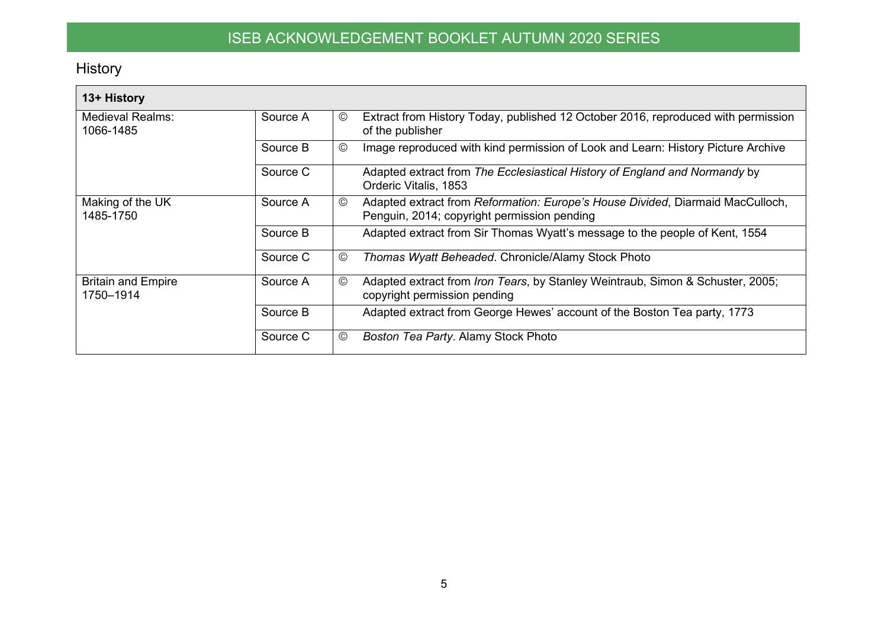## History

| 13+ History | | | |
|---|---|---|---|
| Medieval Realms: 1066-1485 | Source A | © | Extract from History Today, published 12 October 2016, reproduced with permission of the publisher |
| | Source B | © | Image reproduced with kind permission of Look and Learn: History Picture Archive |
| | Source C | | Adapted extract from *The Ecclesiastical History of England and Normandy* by Orderic Vitalis, 1853 |
| Making of the UK 1485-1750 | Source A | © | Adapted extract from *Reformation: Europe's House Divided*, Diarmaid MacCulloch, Penguin, 2014; copyright permission pending |
| | Source B | | Adapted extract from Sir Thomas Wyatt's message to the people of Kent, 1554 |
| | Source C | © | *Thomas Wyatt Beheaded*. Chronicle/Alamy Stock Photo |
| Britain and Empire 1750–1914 | Source A | © | Adapted extract from *Iron Tears*, by Stanley Weintraub, Simon & Schuster, 2005; copyright permission pending |
| | Source B | | Adapted extract from George Hewes' account of the Boston Tea party, 1773 |
| | Source C | © | *Boston Tea Party*. Alamy Stock Photo |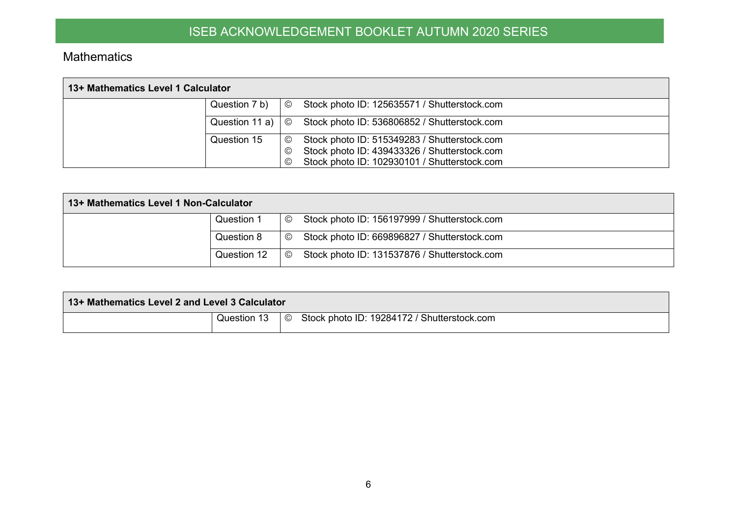## Mathematics

| 13+ Mathematics Level 1 Calculator | | |
|---|---|---|
| | Question 7 b) | © Stock photo ID: 125635571 / Shutterstock.com |
| | Question 11 a) | © Stock photo ID: 536806852 / Shutterstock.com |
| | Question 15 | © Stock photo ID: 515349283 / Shutterstock.com<br>© Stock photo ID: 439433326 / Shutterstock.com<br>© Stock photo ID: 102930101 / Shutterstock.com |

| 13+ Mathematics Level 1 Non-Calculator | | |
|---|---|---|
| | Question 1 | © Stock photo ID: 156197999 / Shutterstock.com |
| | Question 8 | © Stock photo ID: 669896827 / Shutterstock.com |
| | Question 12 | © Stock photo ID: 131537876 / Shutterstock.com |

| 13+ Mathematics Level 2 and Level 3 Calculator | | |
|---|---|---|
| | Question 13 | © Stock photo ID: 19284172 / Shutterstock.com |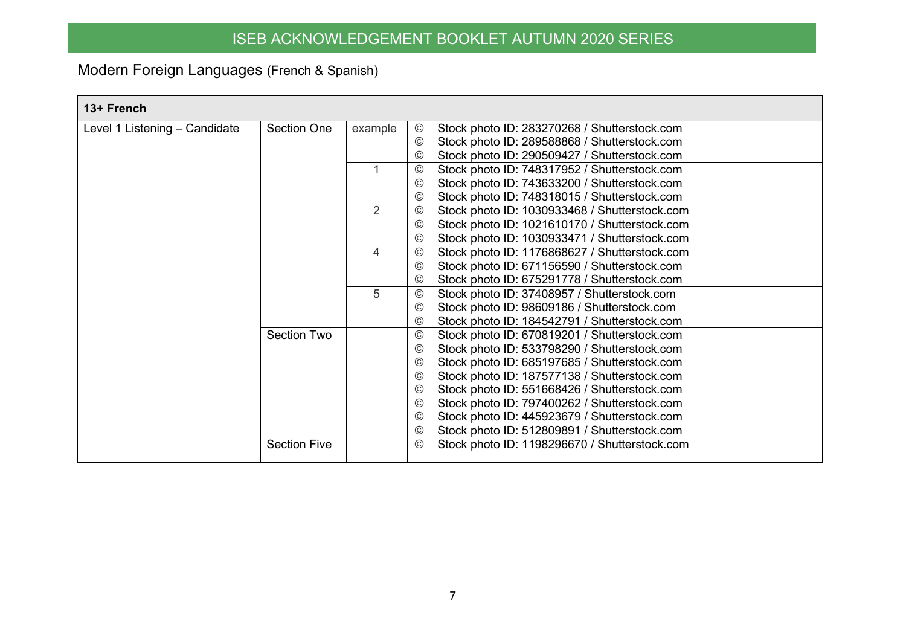## Modern Foreign Languages (French & Spanish)

| 13+ French | | | |
|---|---|---|---|
| Level 1 Listening – Candidate | Section One | example | © Stock photo ID: 283270268 / Shutterstock.com<br>© Stock photo ID: 289588868 / Shutterstock.com<br>© Stock photo ID: 290509427 / Shutterstock.com |
| | | 1 | © Stock photo ID: 748317952 / Shutterstock.com<br>© Stock photo ID: 743633200 / Shutterstock.com<br>© Stock photo ID: 748318015 / Shutterstock.com |
| | | 2 | © Stock photo ID: 1030933468 / Shutterstock.com<br>© Stock photo ID: 1021610170 / Shutterstock.com<br>© Stock photo ID: 1030933471 / Shutterstock.com |
| | | 4 | © Stock photo ID: 1176868627 / Shutterstock.com<br>© Stock photo ID: 671156590 / Shutterstock.com<br>© Stock photo ID: 675291778 / Shutterstock.com |
| | | 5 | © Stock photo ID: 37408957 / Shutterstock.com<br>© Stock photo ID: 98609186 / Shutterstock.com<br>© Stock photo ID: 184542791 / Shutterstock.com |
| | Section Two | | © Stock photo ID: 670819201 / Shutterstock.com<br>© Stock photo ID: 533798290 / Shutterstock.com<br>© Stock photo ID: 685197685 / Shutterstock.com<br>© Stock photo ID: 187577138 / Shutterstock.com<br>© Stock photo ID: 551668426 / Shutterstock.com<br>© Stock photo ID: 797400262 / Shutterstock.com<br>© Stock photo ID: 445923679 / Shutterstock.com<br>© Stock photo ID: 512809891 / Shutterstock.com |
| | Section Five | | © Stock photo ID: 1198296670 / Shutterstock.com |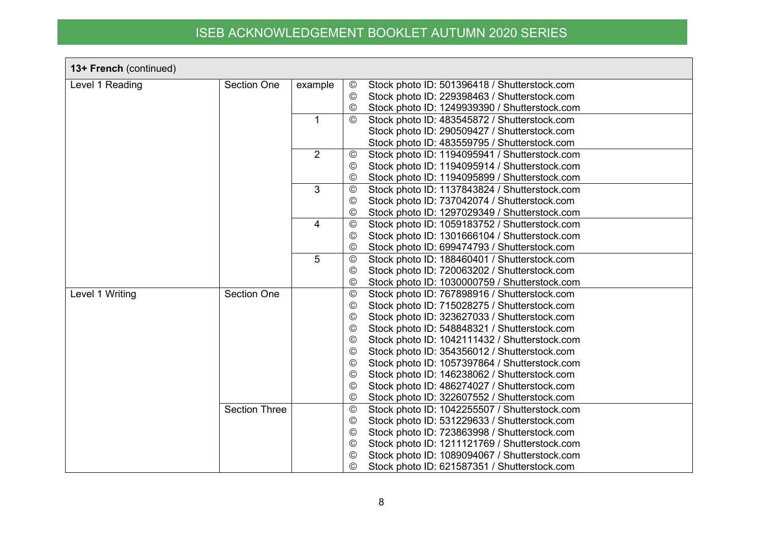| 13+ French (continued) | | | |
|---|---|---|---|
| Level 1 Reading | Section One | example | © Stock photo ID: 501396418 / Shutterstock.com<br>© Stock photo ID: 229398463 / Shutterstock.com<br>© Stock photo ID: 1249939390 / Shutterstock.com |
| | | 1 | © Stock photo ID: 483545872 / Shutterstock.com<br>Stock photo ID: 290509427 / Shutterstock.com<br>Stock photo ID: 483559795 / Shutterstock.com |
| | | 2 | © Stock photo ID: 1194095941 / Shutterstock.com<br>© Stock photo ID: 1194095914 / Shutterstock.com<br>© Stock photo ID: 1194095899 / Shutterstock.com |
| | | 3 | © Stock photo ID: 1137843824 / Shutterstock.com<br>© Stock photo ID: 737042074 / Shutterstock.com<br>© Stock photo ID: 1297029349 / Shutterstock.com |
| | | 4 | © Stock photo ID: 1059183752 / Shutterstock.com<br>© Stock photo ID: 1301666104 / Shutterstock.com<br>© Stock photo ID: 699474793 / Shutterstock.com |
| | | 5 | © Stock photo ID: 188460401 / Shutterstock.com<br>© Stock photo ID: 720063202 / Shutterstock.com<br>© Stock photo ID: 1030000759 / Shutterstock.com |
| Level 1 Writing | Section One | | © Stock photo ID: 767898916 / Shutterstock.com<br>© Stock photo ID: 715028275 / Shutterstock.com<br>© Stock photo ID: 323627033 / Shutterstock.com<br>© Stock photo ID: 548848321 / Shutterstock.com<br>© Stock photo ID: 1042111432 / Shutterstock.com<br>© Stock photo ID: 354356012 / Shutterstock.com<br>© Stock photo ID: 1057397864 / Shutterstock.com<br>© Stock photo ID: 146238062 / Shutterstock.com<br>© Stock photo ID: 486274027 / Shutterstock.com<br>© Stock photo ID: 322607552 / Shutterstock.com |
| | Section Three | | © Stock photo ID: 1042255507 / Shutterstock.com<br>© Stock photo ID: 531229633 / Shutterstock.com<br>© Stock photo ID: 723863998 / Shutterstock.com<br>© Stock photo ID: 1211121769 / Shutterstock.com<br>© Stock photo ID: 1089094067 / Shutterstock.com<br>© Stock photo ID: 621587351 / Shutterstock.com |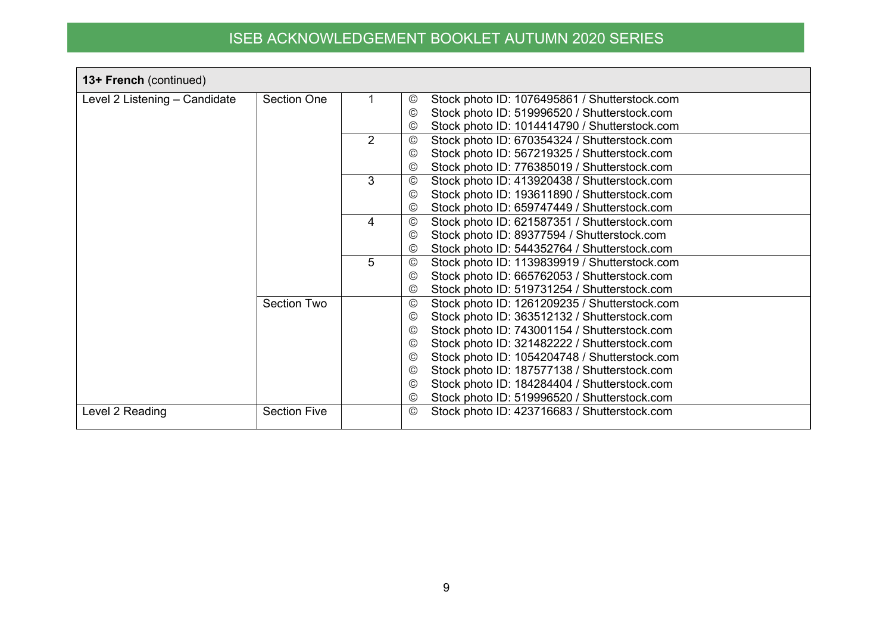| 13+ French (continued) | | | |
|---|---|---|---|
| Level 2 Listening – Candidate | Section One | 1 | © Stock photo ID: 1076495861 / Shutterstock.com<br>© Stock photo ID: 519996520 / Shutterstock.com<br>© Stock photo ID: 1014414790 / Shutterstock.com |
| | | 2 | © Stock photo ID: 670354324 / Shutterstock.com<br>© Stock photo ID: 567219325 / Shutterstock.com<br>© Stock photo ID: 776385019 / Shutterstock.com |
| | | 3 | © Stock photo ID: 413920438 / Shutterstock.com<br>© Stock photo ID: 193611890 / Shutterstock.com<br>© Stock photo ID: 659747449 / Shutterstock.com |
| | | 4 | © Stock photo ID: 621587351 / Shutterstock.com<br>© Stock photo ID: 89377594 / Shutterstock.com<br>© Stock photo ID: 544352764 / Shutterstock.com |
| | | 5 | © Stock photo ID: 1139839919 / Shutterstock.com<br>© Stock photo ID: 665762053 / Shutterstock.com<br>© Stock photo ID: 519731254 / Shutterstock.com |
| | Section Two | | © Stock photo ID: 1261209235 / Shutterstock.com<br>© Stock photo ID: 363512132 / Shutterstock.com<br>© Stock photo ID: 743001154 / Shutterstock.com<br>© Stock photo ID: 321482222 / Shutterstock.com<br>© Stock photo ID: 1054204748 / Shutterstock.com<br>© Stock photo ID: 187577138 / Shutterstock.com<br>© Stock photo ID: 184284404 / Shutterstock.com<br>© Stock photo ID: 519996520 / Shutterstock.com |
| Level 2 Reading | Section Five | | © Stock photo ID: 423716683 / Shutterstock.com |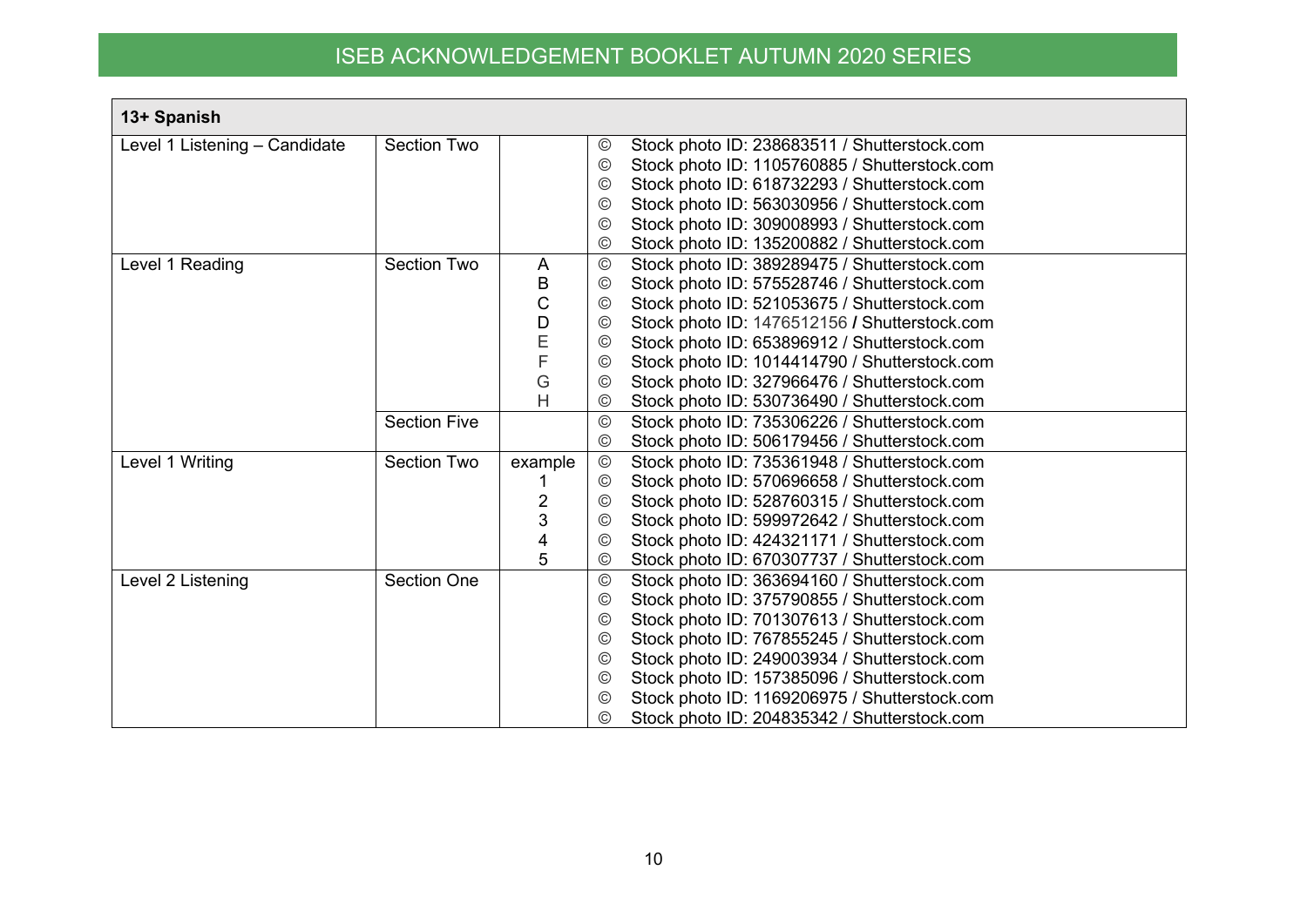ISEB ACKNOWLEDGEMENT BOOKLET AUTUMN 2020 SERIES

| 13+ Spanish | | | | |
|---|---|---|---|---|
| Level 1 Listening – Candidate | Section Two | | © | Stock photo ID: 238683511 / Shutterstock.com |
| | | | © | Stock photo ID: 1105760885 / Shutterstock.com |
| | | | © | Stock photo ID: 618732293 / Shutterstock.com |
| | | | © | Stock photo ID: 563030956 / Shutterstock.com |
| | | | © | Stock photo ID: 309008993 / Shutterstock.com |
| | | | © | Stock photo ID: 135200882 / Shutterstock.com |
| Level 1 Reading | Section Two | A | © | Stock photo ID: 389289475 / Shutterstock.com |
| | | B | © | Stock photo ID: 575528746 / Shutterstock.com |
| | | C | © | Stock photo ID: 521053675 / Shutterstock.com |
| | | D | © | Stock photo ID: 1476512156 / Shutterstock.com |
| | | E | © | Stock photo ID: 653896912 / Shutterstock.com |
| | | F | © | Stock photo ID: 1014414790 / Shutterstock.com |
| | | G | © | Stock photo ID: 327966476 / Shutterstock.com |
| | | H | © | Stock photo ID: 530736490 / Shutterstock.com |
| | Section Five | | © | Stock photo ID: 735306226 / Shutterstock.com |
| | | | © | Stock photo ID: 506179456 / Shutterstock.com |
| Level 1 Writing | Section Two | example | © | Stock photo ID: 735361948 / Shutterstock.com |
| | | 1 | © | Stock photo ID: 570696658 / Shutterstock.com |
| | | 2 | © | Stock photo ID: 528760315 / Shutterstock.com |
| | | 3 | © | Stock photo ID: 599972642 / Shutterstock.com |
| | | 4 | © | Stock photo ID: 424321171 / Shutterstock.com |
| | | 5 | © | Stock photo ID: 670307737 / Shutterstock.com |
| Level 2 Listening | Section One | | © | Stock photo ID: 363694160 / Shutterstock.com |
| | | | © | Stock photo ID: 375790855 / Shutterstock.com |
| | | | © | Stock photo ID: 701307613 / Shutterstock.com |
| | | | © | Stock photo ID: 767855245 / Shutterstock.com |
| | | | © | Stock photo ID: 249003934 / Shutterstock.com |
| | | | © | Stock photo ID: 157385096 / Shutterstock.com |
| | | | © | Stock photo ID: 1169206975 / Shutterstock.com |
| | | | © | Stock photo ID: 204835342 / Shutterstock.com |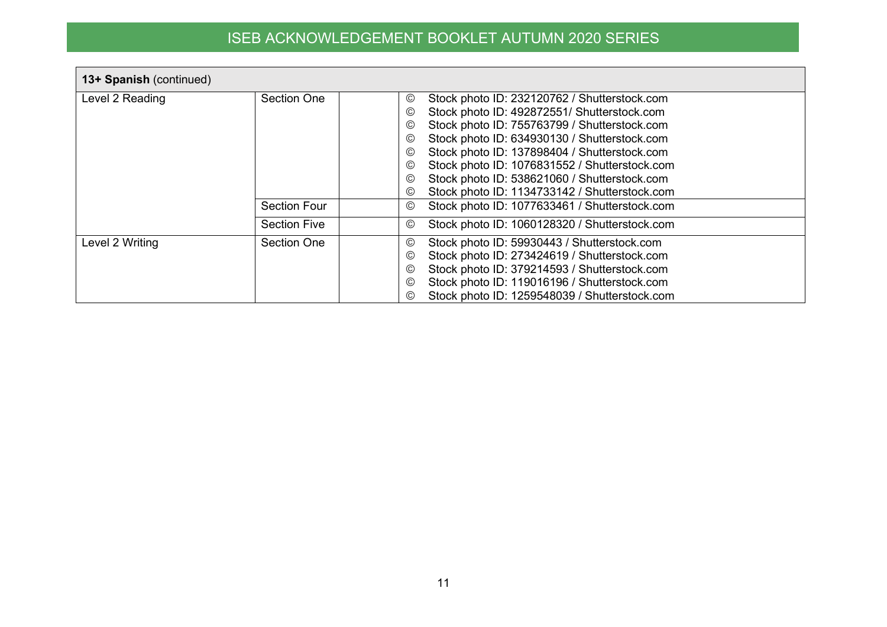| **13+ Spanish** (continued) | | | |
|---|---|---|---|
| Level 2 Reading | Section One | | © Stock photo ID: 232120762 / Shutterstock.com<br>© Stock photo ID: 492872551/ Shutterstock.com<br>© Stock photo ID: 755763799 / Shutterstock.com<br>© Stock photo ID: 634930130 / Shutterstock.com<br>© Stock photo ID: 137898404 / Shutterstock.com<br>© Stock photo ID: 1076831552 / Shutterstock.com<br>© Stock photo ID: 538621060 / Shutterstock.com<br>© Stock photo ID: 1134733142 / Shutterstock.com |
| | Section Four | | © Stock photo ID: 1077633461 / Shutterstock.com |
| | Section Five | | © Stock photo ID: 1060128320 / Shutterstock.com |
| Level 2 Writing | Section One | | © Stock photo ID: 59930443 / Shutterstock.com<br>© Stock photo ID: 273424619 / Shutterstock.com<br>© Stock photo ID: 379214593 / Shutterstock.com<br>© Stock photo ID: 119016196 / Shutterstock.com<br>© Stock photo ID: 1259548039 / Shutterstock.com |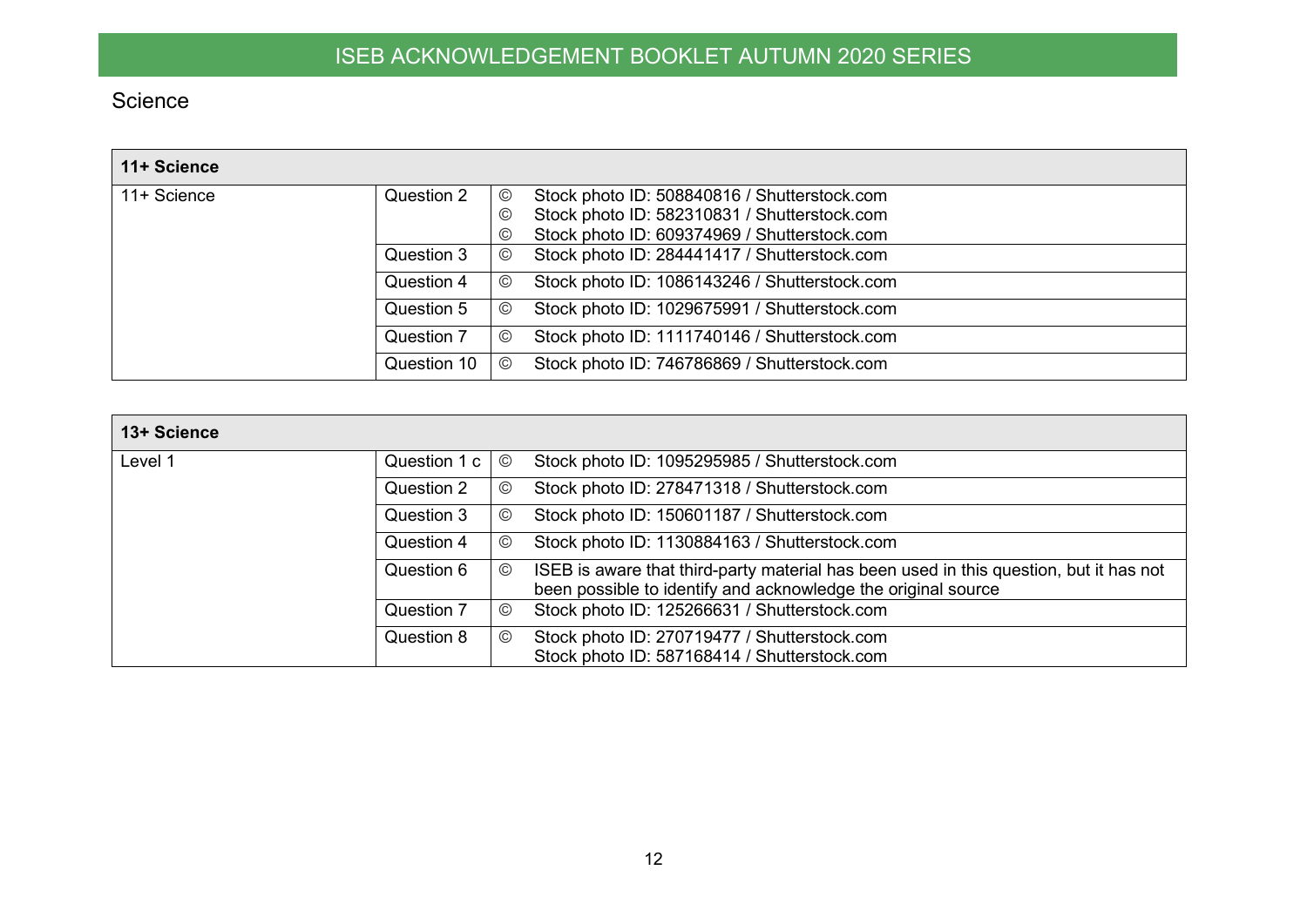# Science

| 11+ Science | | | |
|---|---|---|---|
| 11+ Science | Question 2 | ©<br>©<br>© | Stock photo ID: 508840816 / Shutterstock.com<br>Stock photo ID: 582310831 / Shutterstock.com<br>Stock photo ID: 609374969 / Shutterstock.com |
| | Question 3 | © | Stock photo ID: 284441417 / Shutterstock.com |
| | Question 4 | © | Stock photo ID: 1086143246 / Shutterstock.com |
| | Question 5 | © | Stock photo ID: 1029675991 / Shutterstock.com |
| | Question 7 | © | Stock photo ID: 1111740146 / Shutterstock.com |
| | Question 10 | © | Stock photo ID: 746786869 / Shutterstock.com |

| 13+ Science | | | |
|---|---|---|---|
| Level 1 | Question 1 c | © | Stock photo ID: 1095295985 / Shutterstock.com |
| | Question 2 | © | Stock photo ID: 278471318 / Shutterstock.com |
| | Question 3 | © | Stock photo ID: 150601187 / Shutterstock.com |
| | Question 4 | © | Stock photo ID: 1130884163 / Shutterstock.com |
| | Question 6 | © | ISEB is aware that third-party material has been used in this question, but it has not been possible to identify and acknowledge the original source |
| | Question 7 | © | Stock photo ID: 125266631 / Shutterstock.com |
| | Question 8 | © | Stock photo ID: 270719477 / Shutterstock.com<br>Stock photo ID: 587168414 / Shutterstock.com |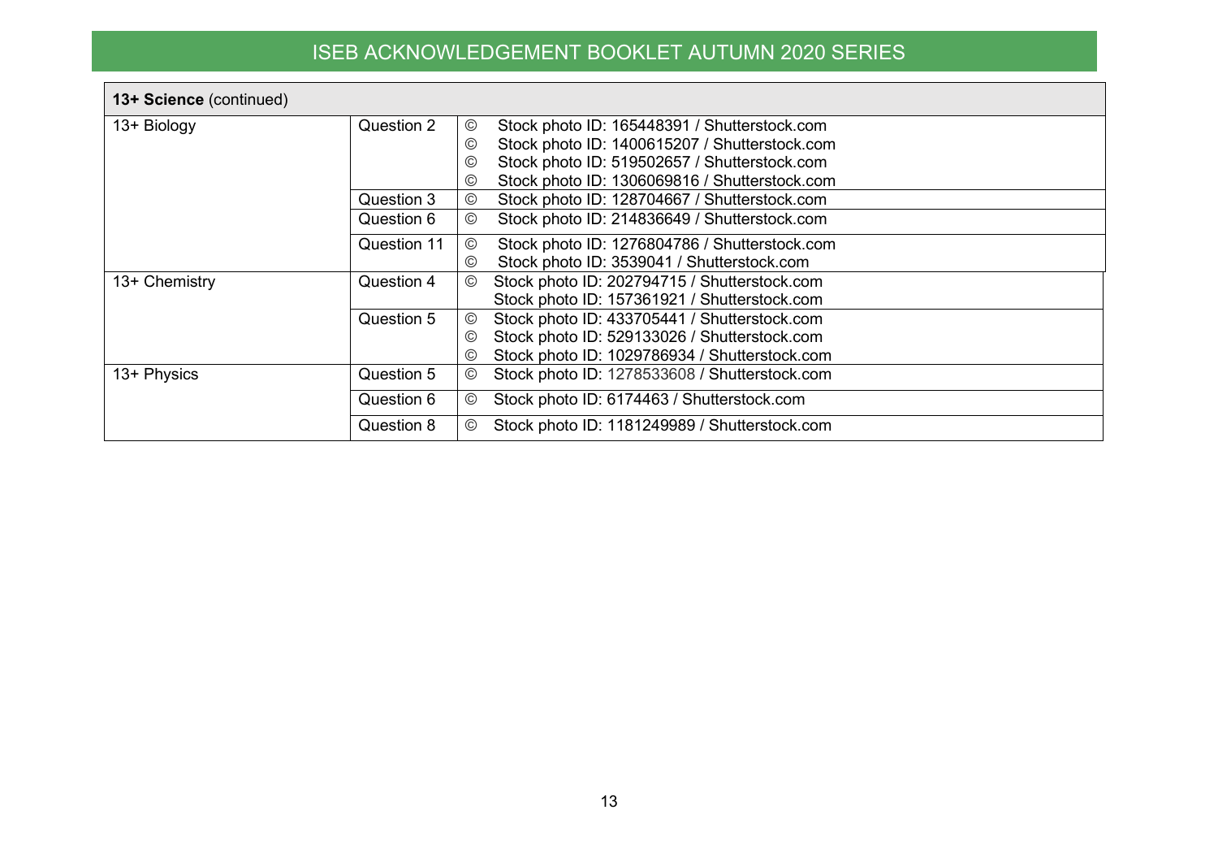| 13+ Science (continued) | | |
|---|---|---|
| 13+ Biology | Question 2 | © Stock photo ID: 165448391 / Shutterstock.com<br>© Stock photo ID: 1400615207 / Shutterstock.com<br>© Stock photo ID: 519502657 / Shutterstock.com<br>© Stock photo ID: 1306069816 / Shutterstock.com |
| | Question 3 | © Stock photo ID: 128704667 / Shutterstock.com |
| | Question 6 | © Stock photo ID: 214836649 / Shutterstock.com |
| | Question 11 | © Stock photo ID: 1276804786 / Shutterstock.com<br>© Stock photo ID: 3539041 / Shutterstock.com |
| 13+ Chemistry | Question 4 | © Stock photo ID: 202794715 / Shutterstock.com<br>Stock photo ID: 157361921 / Shutterstock.com |
| | Question 5 | © Stock photo ID: 433705441 / Shutterstock.com<br>© Stock photo ID: 529133026 / Shutterstock.com<br>© Stock photo ID: 1029786934 / Shutterstock.com |
| 13+ Physics | Question 5 | © Stock photo ID: 1278533608 / Shutterstock.com |
| | Question 6 | © Stock photo ID: 6174463 / Shutterstock.com |
| | Question 8 | © Stock photo ID: 1181249989 / Shutterstock.com |